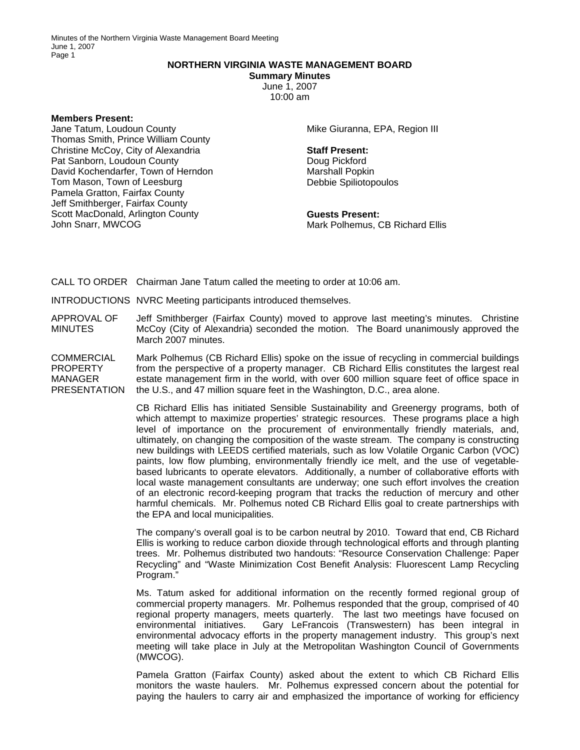# NORTHERN VIRGINIA WASTE MANAGEMENT BOARD

**Summary Minutes**

June 1, 2007

10:00 am

**Members Present:**

Jane Tatum, Loudoun County
Thomas Smith, Prince William County
Christine McCoy, City of Alexandria
Pat Sanborn, Loudoun County
David Kochendarfer, Town of Herndon
Tom Mason, Town of Leesburg
Pamela Gratton, Fairfax County
Jeff Smithberger, Fairfax County
Scott MacDonald, Arlington County
John Snarr, MWCOG
Mike Giuranna, EPA, Region III

**Staff Present:**

Doug Pickford
Marshall Popkin
Debbie Spiliotopoulos

**Guests Present:**

Mark Polhemus, CB Richard Ellis

CALL TO ORDER Chairman Jane Tatum called the meeting to order at 10:06 am.

INTRODUCTIONS NVRC Meeting participants introduced themselves.

APPROVAL OF MINUTES Jeff Smithberger (Fairfax County) moved to approve last meeting's minutes. Christine McCoy (City of Alexandria) seconded the motion. The Board unanimously approved the March 2007 minutes.

COMMERCIAL PROPERTY MANAGER PRESENTATION Mark Polhemus (CB Richard Ellis) spoke on the issue of recycling in commercial buildings from the perspective of a property manager. CB Richard Ellis constitutes the largest real estate management firm in the world, with over 600 million square feet of office space in the U.S., and 47 million square feet in the Washington, D.C., area alone.

CB Richard Ellis has initiated Sensible Sustainability and Greenergy programs, both of which attempt to maximize properties' strategic resources. These programs place a high level of importance on the procurement of environmentally friendly materials, and, ultimately, on changing the composition of the waste stream. The company is constructing new buildings with LEEDS certified materials, such as low Volatile Organic Carbon (VOC) paints, low flow plumbing, environmentally friendly ice melt, and the use of vegetable-based lubricants to operate elevators. Additionally, a number of collaborative efforts with local waste management consultants are underway; one such effort involves the creation of an electronic record-keeping program that tracks the reduction of mercury and other harmful chemicals. Mr. Polhemus noted CB Richard Ellis goal to create partnerships with the EPA and local municipalities.

The company's overall goal is to be carbon neutral by 2010. Toward that end, CB Richard Ellis is working to reduce carbon dioxide through technological efforts and through planting trees. Mr. Polhemus distributed two handouts: "Resource Conservation Challenge: Paper Recycling" and "Waste Minimization Cost Benefit Analysis: Fluorescent Lamp Recycling Program."

Ms. Tatum asked for additional information on the recently formed regional group of commercial property managers. Mr. Polhemus responded that the group, comprised of 40 regional property managers, meets quarterly. The last two meetings have focused on environmental initiatives. Gary LeFrancois (Transwestern) has been integral in environmental advocacy efforts in the property management industry. This group's next meeting will take place in July at the Metropolitan Washington Council of Governments (MWCOG).

Pamela Gratton (Fairfax County) asked about the extent to which CB Richard Ellis monitors the waste haulers. Mr. Polhemus expressed concern about the potential for paying the haulers to carry air and emphasized the importance of working for efficiency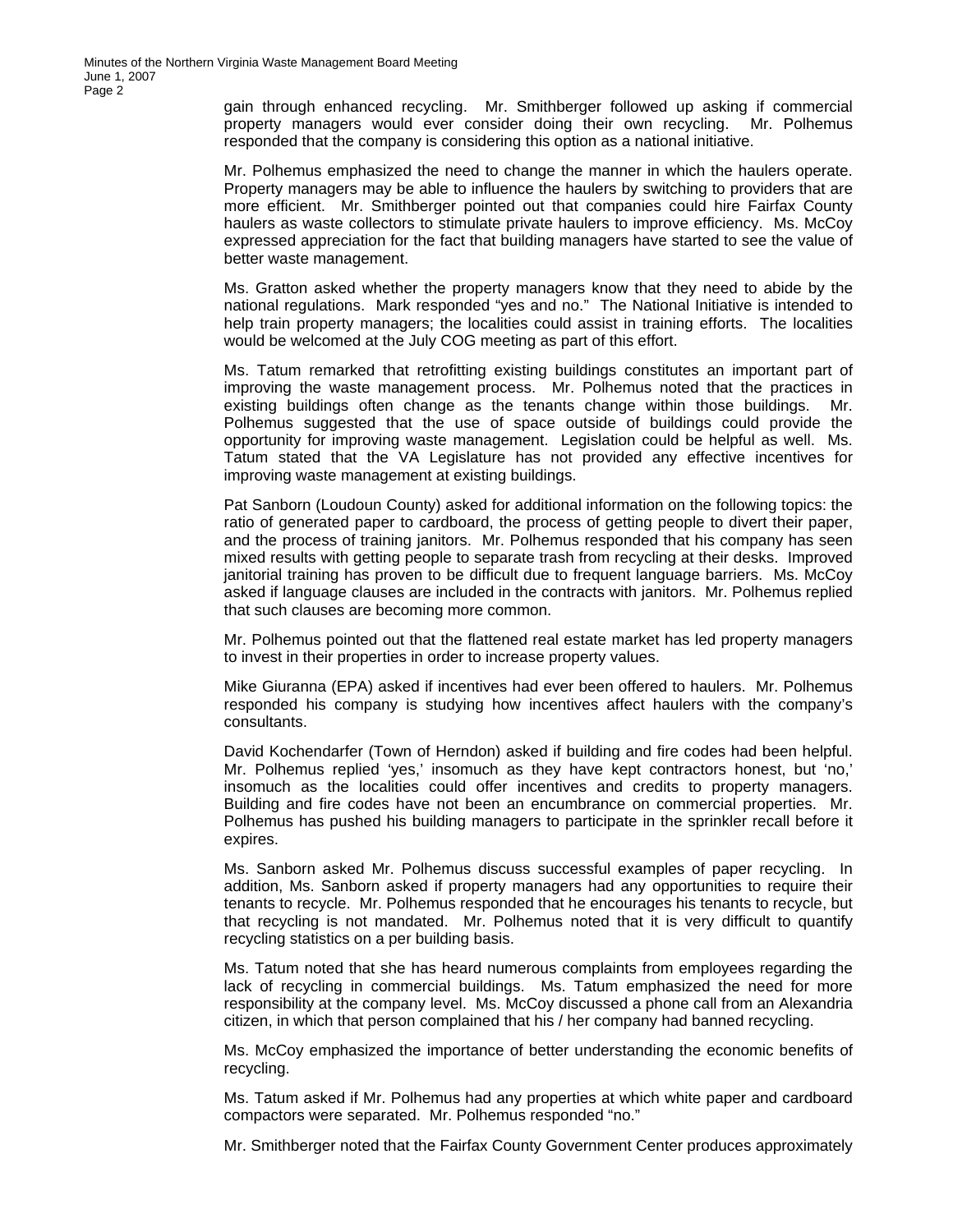gain through enhanced recycling. Mr. Smithberger followed up asking if commercial property managers would ever consider doing their own recycling. Mr. Polhemus responded that the company is considering this option as a national initiative.

Mr. Polhemus emphasized the need to change the manner in which the haulers operate. Property managers may be able to influence the haulers by switching to providers that are more efficient. Mr. Smithberger pointed out that companies could hire Fairfax County haulers as waste collectors to stimulate private haulers to improve efficiency. Ms. McCoy expressed appreciation for the fact that building managers have started to see the value of better waste management.

Ms. Gratton asked whether the property managers know that they need to abide by the national regulations. Mark responded "yes and no." The National Initiative is intended to help train property managers; the localities could assist in training efforts. The localities would be welcomed at the July COG meeting as part of this effort.

Ms. Tatum remarked that retrofitting existing buildings constitutes an important part of improving the waste management process. Mr. Polhemus noted that the practices in existing buildings often change as the tenants change within those buildings. Mr. Polhemus suggested that the use of space outside of buildings could provide the opportunity for improving waste management. Legislation could be helpful as well. Ms. Tatum stated that the VA Legislature has not provided any effective incentives for improving waste management at existing buildings.

Pat Sanborn (Loudoun County) asked for additional information on the following topics: the ratio of generated paper to cardboard, the process of getting people to divert their paper, and the process of training janitors. Mr. Polhemus responded that his company has seen mixed results with getting people to separate trash from recycling at their desks. Improved janitorial training has proven to be difficult due to frequent language barriers. Ms. McCoy asked if language clauses are included in the contracts with janitors. Mr. Polhemus replied that such clauses are becoming more common.

Mr. Polhemus pointed out that the flattened real estate market has led property managers to invest in their properties in order to increase property values.

Mike Giuranna (EPA) asked if incentives had ever been offered to haulers. Mr. Polhemus responded his company is studying how incentives affect haulers with the company's consultants.

David Kochendarfer (Town of Herndon) asked if building and fire codes had been helpful. Mr. Polhemus replied 'yes,' insomuch as they have kept contractors honest, but 'no,' insomuch as the localities could offer incentives and credits to property managers. Building and fire codes have not been an encumbrance on commercial properties. Mr. Polhemus has pushed his building managers to participate in the sprinkler recall before it expires.

Ms. Sanborn asked Mr. Polhemus discuss successful examples of paper recycling. In addition, Ms. Sanborn asked if property managers had any opportunities to require their tenants to recycle. Mr. Polhemus responded that he encourages his tenants to recycle, but that recycling is not mandated. Mr. Polhemus noted that it is very difficult to quantify recycling statistics on a per building basis.

Ms. Tatum noted that she has heard numerous complaints from employees regarding the lack of recycling in commercial buildings. Ms. Tatum emphasized the need for more responsibility at the company level. Ms. McCoy discussed a phone call from an Alexandria citizen, in which that person complained that his / her company had banned recycling.

Ms. McCoy emphasized the importance of better understanding the economic benefits of recycling.

Ms. Tatum asked if Mr. Polhemus had any properties at which white paper and cardboard compactors were separated. Mr. Polhemus responded "no."

Mr. Smithberger noted that the Fairfax County Government Center produces approximately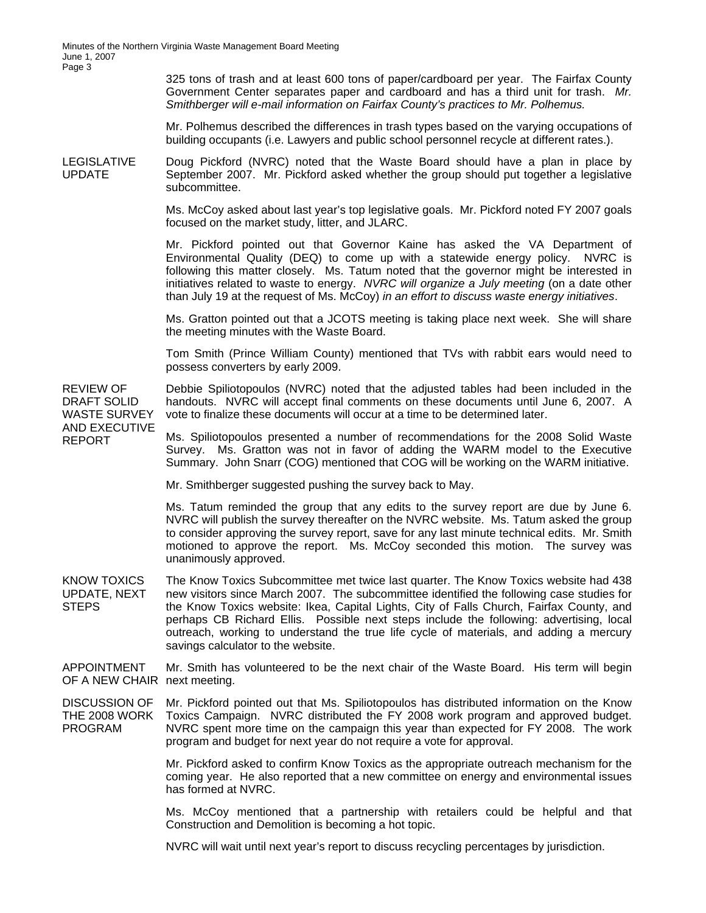325 tons of trash and at least 600 tons of paper/cardboard per year. The Fairfax County Government Center separates paper and cardboard and has a third unit for trash. *Mr. Smithberger will e-mail information on Fairfax County's practices to Mr. Polhemus.*

Mr. Polhemus described the differences in trash types based on the varying occupations of building occupants (i.e. Lawyers and public school personnel recycle at different rates.).

**LEGISLATIVE UPDATE**

Doug Pickford (NVRC) noted that the Waste Board should have a plan in place by September 2007. Mr. Pickford asked whether the group should put together a legislative subcommittee.

Ms. McCoy asked about last year's top legislative goals. Mr. Pickford noted FY 2007 goals focused on the market study, litter, and JLARC.

Mr. Pickford pointed out that Governor Kaine has asked the VA Department of Environmental Quality (DEQ) to come up with a statewide energy policy. NVRC is following this matter closely. Ms. Tatum noted that the governor might be interested in initiatives related to waste to energy. *NVRC will organize a July meeting* (on a date other than July 19 at the request of Ms. McCoy) *in an effort to discuss waste energy initiatives*.

Ms. Gratton pointed out that a JCOTS meeting is taking place next week. She will share the meeting minutes with the Waste Board.

Tom Smith (Prince William County) mentioned that TVs with rabbit ears would need to possess converters by early 2009.

**REVIEW OF DRAFT SOLID WASTE SURVEY AND EXECUTIVE REPORT**

Debbie Spiliotopoulos (NVRC) noted that the adjusted tables had been included in the handouts. NVRC will accept final comments on these documents until June 6, 2007. A vote to finalize these documents will occur at a time to be determined later.

Ms. Spiliotopoulos presented a number of recommendations for the 2008 Solid Waste Survey. Ms. Gratton was not in favor of adding the WARM model to the Executive Summary. John Snarr (COG) mentioned that COG will be working on the WARM initiative.

Mr. Smithberger suggested pushing the survey back to May.

Ms. Tatum reminded the group that any edits to the survey report are due by June 6. NVRC will publish the survey thereafter on the NVRC website. Ms. Tatum asked the group to consider approving the survey report, save for any last minute technical edits. Mr. Smith motioned to approve the report. Ms. McCoy seconded this motion. The survey was unanimously approved.

**KNOW TOXICS UPDATE, NEXT STEPS**

The Know Toxics Subcommittee met twice last quarter. The Know Toxics website had 438 new visitors since March 2007. The subcommittee identified the following case studies for the Know Toxics website: Ikea, Capital Lights, City of Falls Church, Fairfax County, and perhaps CB Richard Ellis. Possible next steps include the following: advertising, local outreach, working to understand the true life cycle of materials, and adding a mercury savings calculator to the website.

**APPOINTMENT OF A NEW CHAIR**

Mr. Smith has volunteered to be the next chair of the Waste Board. His term will begin next meeting.

**DISCUSSION OF THE 2008 WORK PROGRAM**

Mr. Pickford pointed out that Ms. Spiliotopoulos has distributed information on the Know Toxics Campaign. NVRC distributed the FY 2008 work program and approved budget. NVRC spent more time on the campaign this year than expected for FY 2008. The work program and budget for next year do not require a vote for approval.

Mr. Pickford asked to confirm Know Toxics as the appropriate outreach mechanism for the coming year. He also reported that a new committee on energy and environmental issues has formed at NVRC.

Ms. McCoy mentioned that a partnership with retailers could be helpful and that Construction and Demolition is becoming a hot topic.

NVRC will wait until next year's report to discuss recycling percentages by jurisdiction.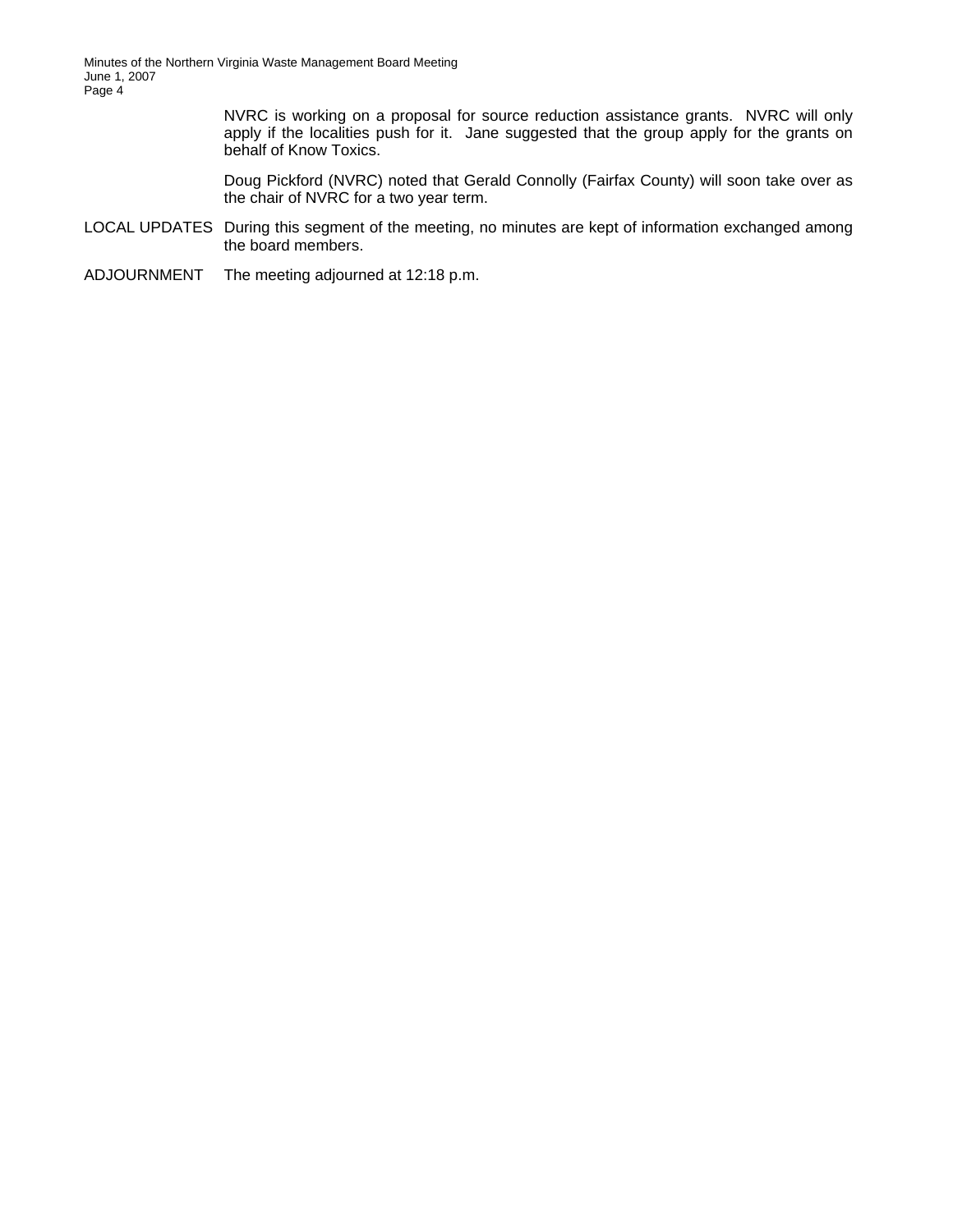NVRC is working on a proposal for source reduction assistance grants. NVRC will only apply if the localities push for it. Jane suggested that the group apply for the grants on behalf of Know Toxics.

Doug Pickford (NVRC) noted that Gerald Connolly (Fairfax County) will soon take over as the chair of NVRC for a two year term.

**LOCAL UPDATES** During this segment of the meeting, no minutes are kept of information exchanged among the board members.

**ADJOURNMENT** The meeting adjourned at 12:18 p.m.